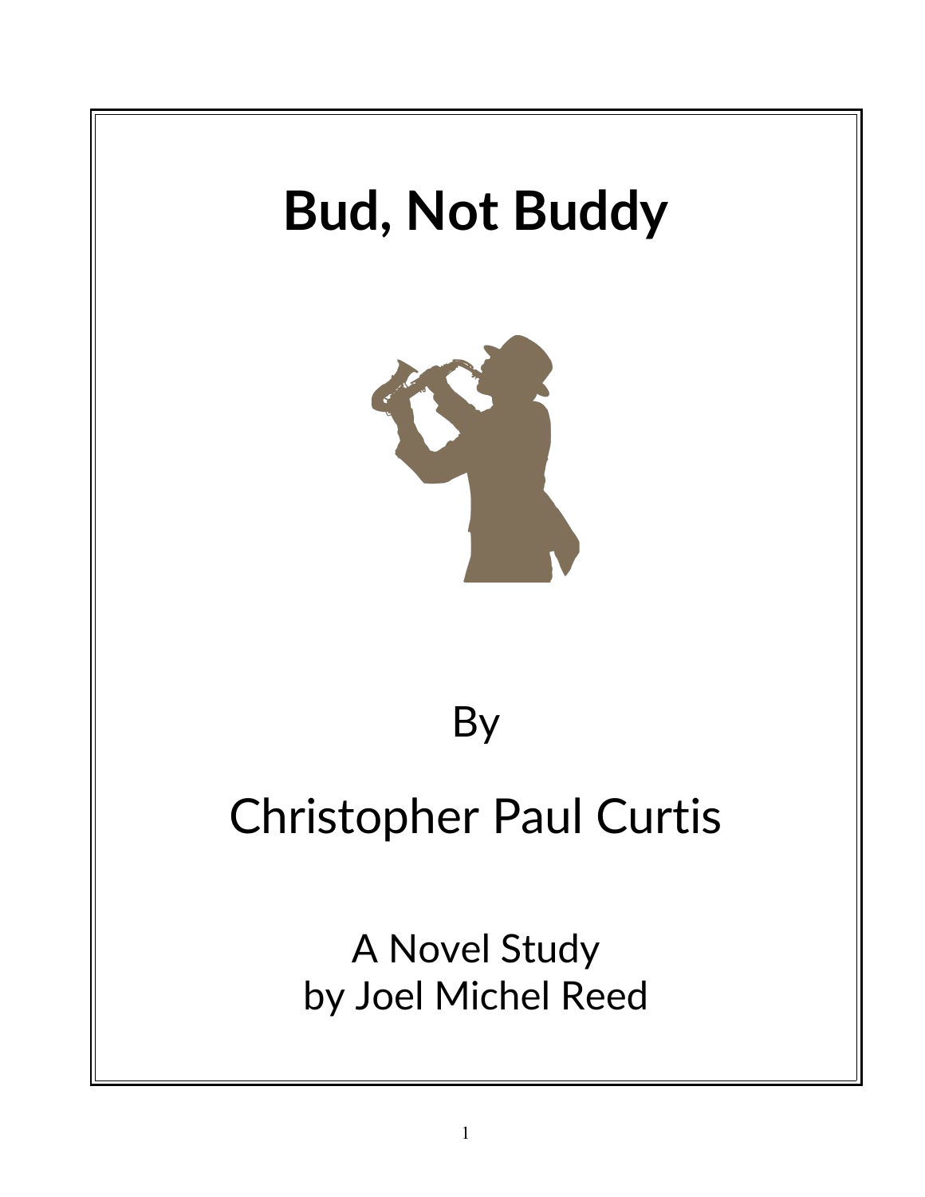# Bud, Not Buddy

By

Christopher Paul Curtis

A Novel Study
by Joel Michel Reed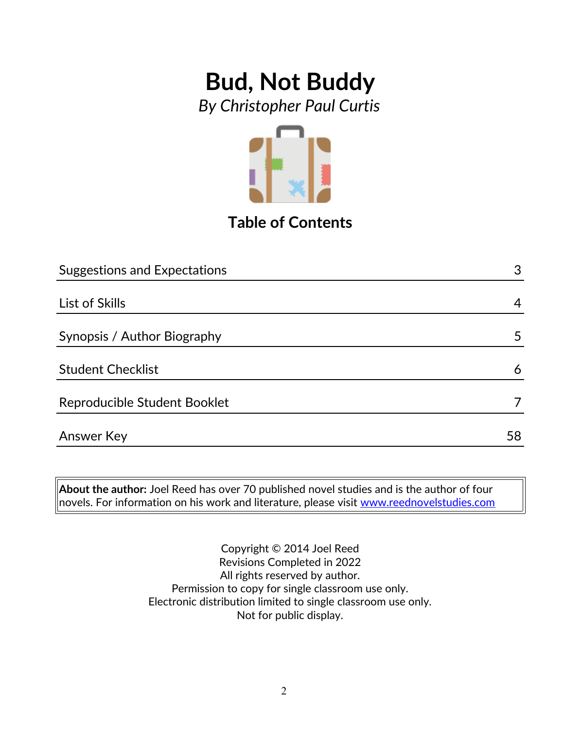# Bud, Not Buddy

*By Christopher Paul Curtis*

## Table of Contents

| | |
|---|---|
| Suggestions and Expectations | 3 |
| List of Skills | 4 |
| Synopsis / Author Biography | 5 |
| Student Checklist | 6 |
| Reproducible Student Booklet | 7 |
| Answer Key | 58 |

**About the author:** Joel Reed has over 70 published novel studies and is the author of four novels. For information on his work and literature, please visit www.reednovelstudies.com

Copyright © 2014 Joel Reed
Revisions Completed in 2022
All rights reserved by author.
Permission to copy for single classroom use only.
Electronic distribution limited to single classroom use only.
Not for public display.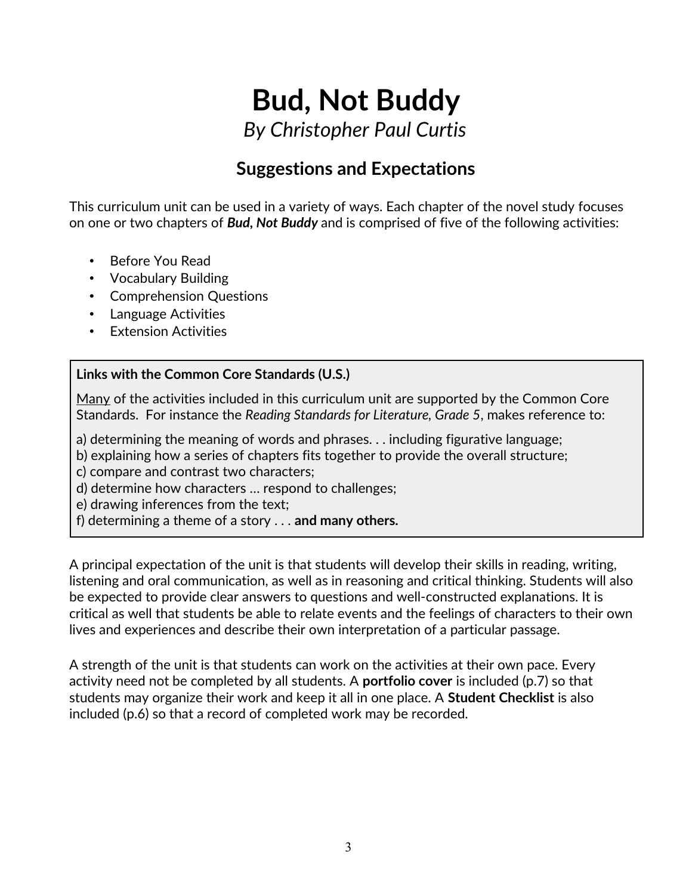# Bud, Not Buddy

*By Christopher Paul Curtis*

## Suggestions and Expectations

This curriculum unit can be used in a variety of ways. Each chapter of the novel study focuses on one or two chapters of ***Bud, Not Buddy*** and is comprised of five of the following activities:

- Before You Read
- Vocabulary Building
- Comprehension Questions
- Language Activities
- Extension Activities

> **Links with the Common Core Standards (U.S.)**
>
> Many of the activities included in this curriculum unit are supported by the Common Core Standards. For instance the *Reading Standards for Literature, Grade 5*, makes reference to:
>
> a) determining the meaning of words and phrases. . . including figurative language;
> b) explaining how a series of chapters fits together to provide the overall structure;
> c) compare and contrast two characters;
> d) determine how characters … respond to challenges;
> e) drawing inferences from the text;
> f) determining a theme of a story . . . **and many others.**

A principal expectation of the unit is that students will develop their skills in reading, writing, listening and oral communication, as well as in reasoning and critical thinking. Students will also be expected to provide clear answers to questions and well-constructed explanations. It is critical as well that students be able to relate events and the feelings of characters to their own lives and experiences and describe their own interpretation of a particular passage.

A strength of the unit is that students can work on the activities at their own pace. Every activity need not be completed by all students. A **portfolio cover** is included (p.7) so that students may organize their work and keep it all in one place. A **Student Checklist** is also included (p.6) so that a record of completed work may be recorded.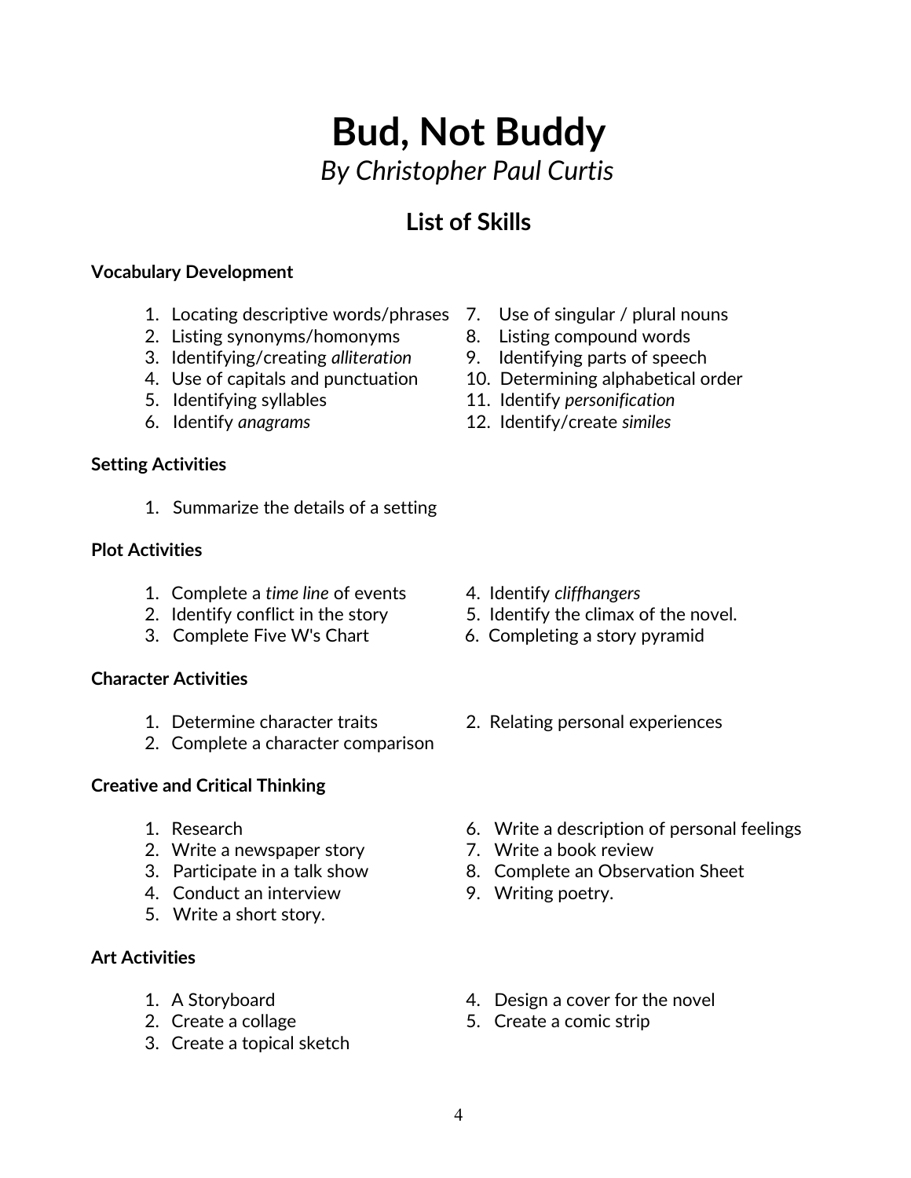# Bud, Not Buddy

*By Christopher Paul Curtis*

## List of Skills

**Vocabulary Development**

1. Locating descriptive words/phrases
2. Listing synonyms/homonyms
3. Identifying/creating *alliteration*
4. Use of capitals and punctuation
5. Identifying syllables
6. Identify *anagrams*
7. Use of singular / plural nouns
8. Listing compound words
9. Identifying parts of speech
10. Determining alphabetical order
11. Identify *personification*
12. Identify/create *similes*

**Setting Activities**

1. Summarize the details of a setting

**Plot Activities**

1. Complete a *time line* of events
2. Identify conflict in the story
3. Complete Five W's Chart
4. Identify *cliffhangers*
5. Identify the climax of the novel.
6. Completing a story pyramid

**Character Activities**

1. Determine character traits
2. Complete a character comparison
2. Relating personal experiences

**Creative and Critical Thinking**

1. Research
2. Write a newspaper story
3. Participate in a talk show
4. Conduct an interview
5. Write a short story.
6. Write a description of personal feelings
7. Write a book review
8. Complete an Observation Sheet
9. Writing poetry.

**Art Activities**

1. A Storyboard
2. Create a collage
3. Create a topical sketch
4. Design a cover for the novel
5. Create a comic strip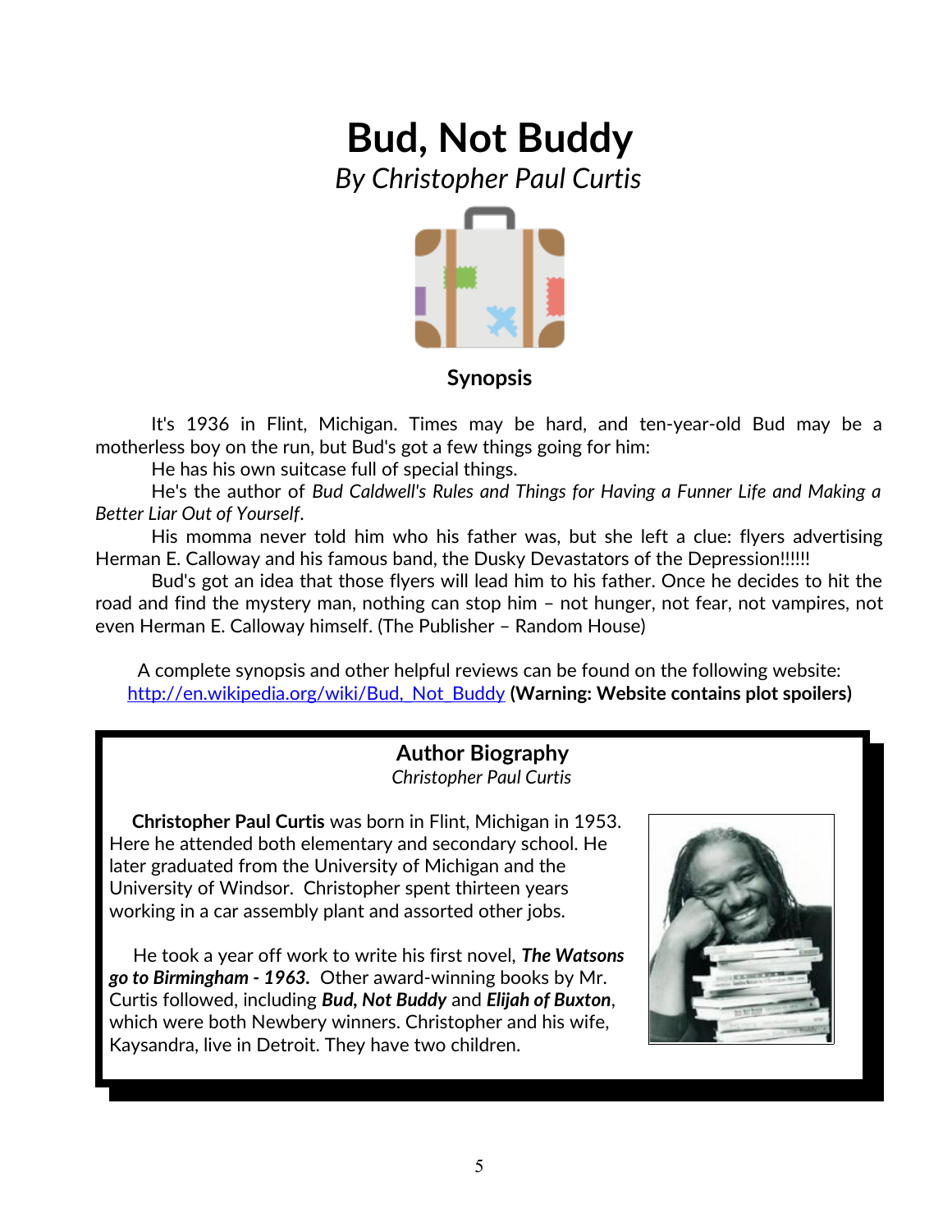# Bud, Not Buddy

*By Christopher Paul Curtis*

### Synopsis

It's 1936 in Flint, Michigan. Times may be hard, and ten-year-old Bud may be a motherless boy on the run, but Bud's got a few things going for him:

He has his own suitcase full of special things.

He's the author of *Bud Caldwell's Rules and Things for Having a Funner Life and Making a Better Liar Out of Yourself*.

His momma never told him who his father was, but she left a clue: flyers advertising Herman E. Calloway and his famous band, the Dusky Devastators of the Depression!!!!!!

Bud's got an idea that those flyers will lead him to his father. Once he decides to hit the road and find the mystery man, nothing can stop him – not hunger, not fear, not vampires, not even Herman E. Calloway himself. (The Publisher – Random House)

A complete synopsis and other helpful reviews can be found on the following website: http://en.wikipedia.org/wiki/Bud,_Not_Buddy **(Warning: Website contains plot spoilers)**

### Author Biography

*Christopher Paul Curtis*

**Christopher Paul Curtis** was born in Flint, Michigan in 1953. Here he attended both elementary and secondary school. He later graduated from the University of Michigan and the University of Windsor. Christopher spent thirteen years working in a car assembly plant and assorted other jobs.

He took a year off work to write his first novel, ***The Watsons go to Birmingham - 1963.*** Other award-winning books by Mr. Curtis followed, including ***Bud, Not Buddy*** and ***Elijah of Buxton***, which were both Newbery winners. Christopher and his wife, Kaysandra, live in Detroit. They have two children.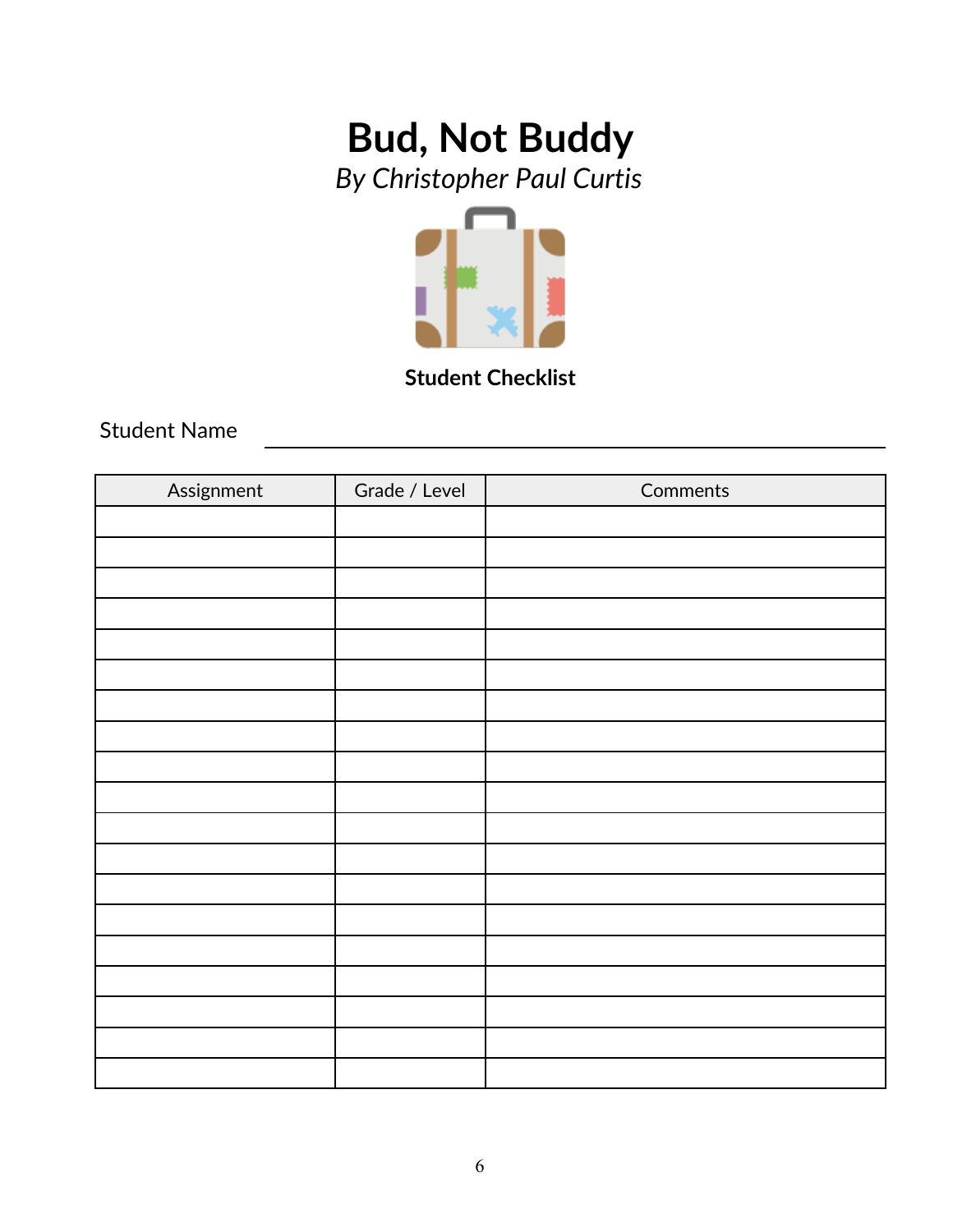# Bud, Not Buddy

*By Christopher Paul Curtis*

**Student Checklist**

Student Name ______________________________

| Assignment | Grade / Level | Comments |
|---|---|---|
| | | |
| | | |
| | | |
| | | |
| | | |
| | | |
| | | |
| | | |
| | | |
| | | |
| | | |
| | | |
| | | |
| | | |
| | | |
| | | |
| | | |
| | | |
| | | |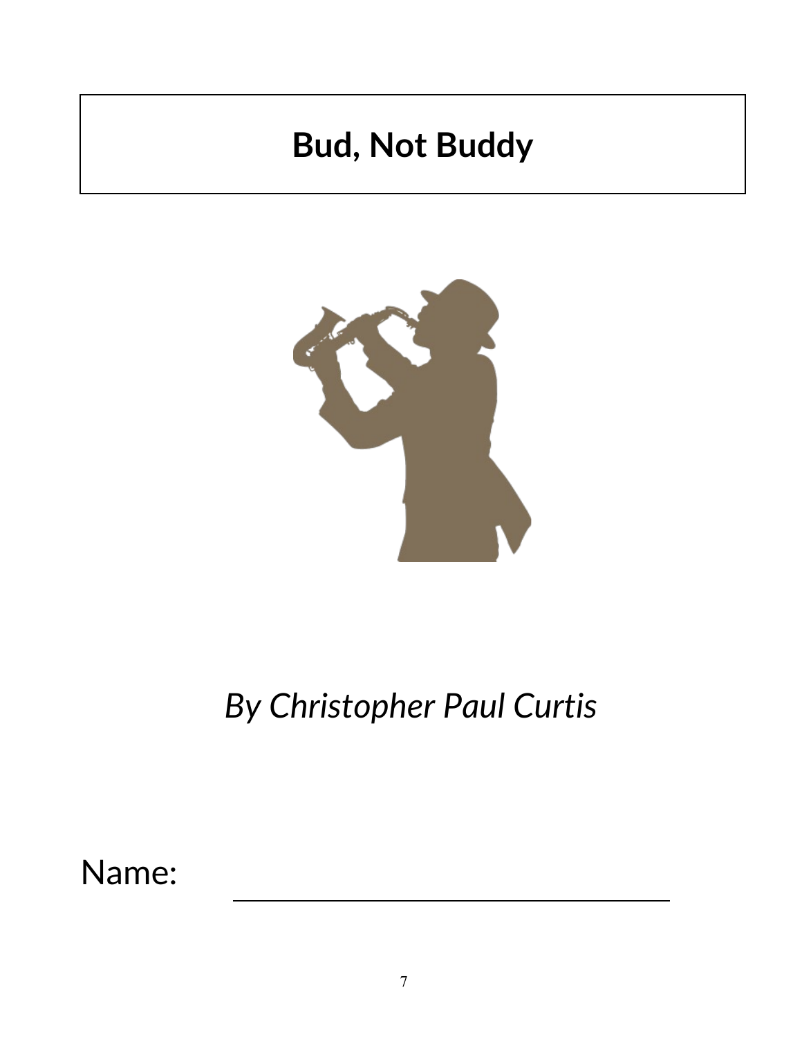# Bud, Not Buddy

*By Christopher Paul Curtis*

Name: ______________________________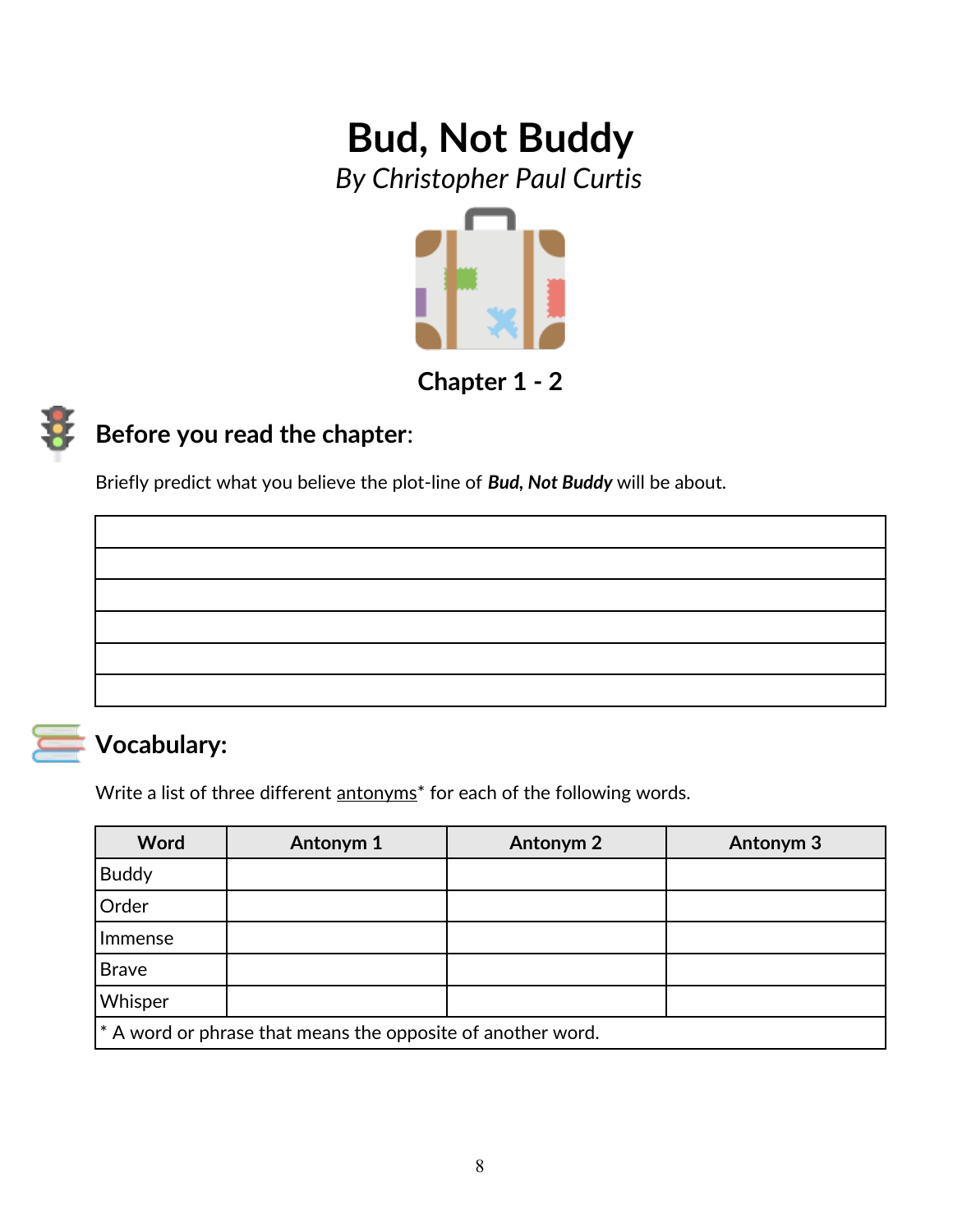# Bud, Not Buddy

*By Christopher Paul Curtis*

**Chapter 1 - 2**

## Before you read the chapter:

Briefly predict what you believe the plot-line of ***Bud, Not Buddy*** will be about.

|  |
|---|
|  |
|  |
|  |
|  |
|  |
|  |

## Vocabulary:

Write a list of three different antonyms* for each of the following words.

| Word | Antonym 1 | Antonym 2 | Antonym 3 |
|---|---|---|---|
| Buddy | | | |
| Order | | | |
| Immense | | | |
| Brave | | | |
| Whisper | | | |

* A word or phrase that means the opposite of another word.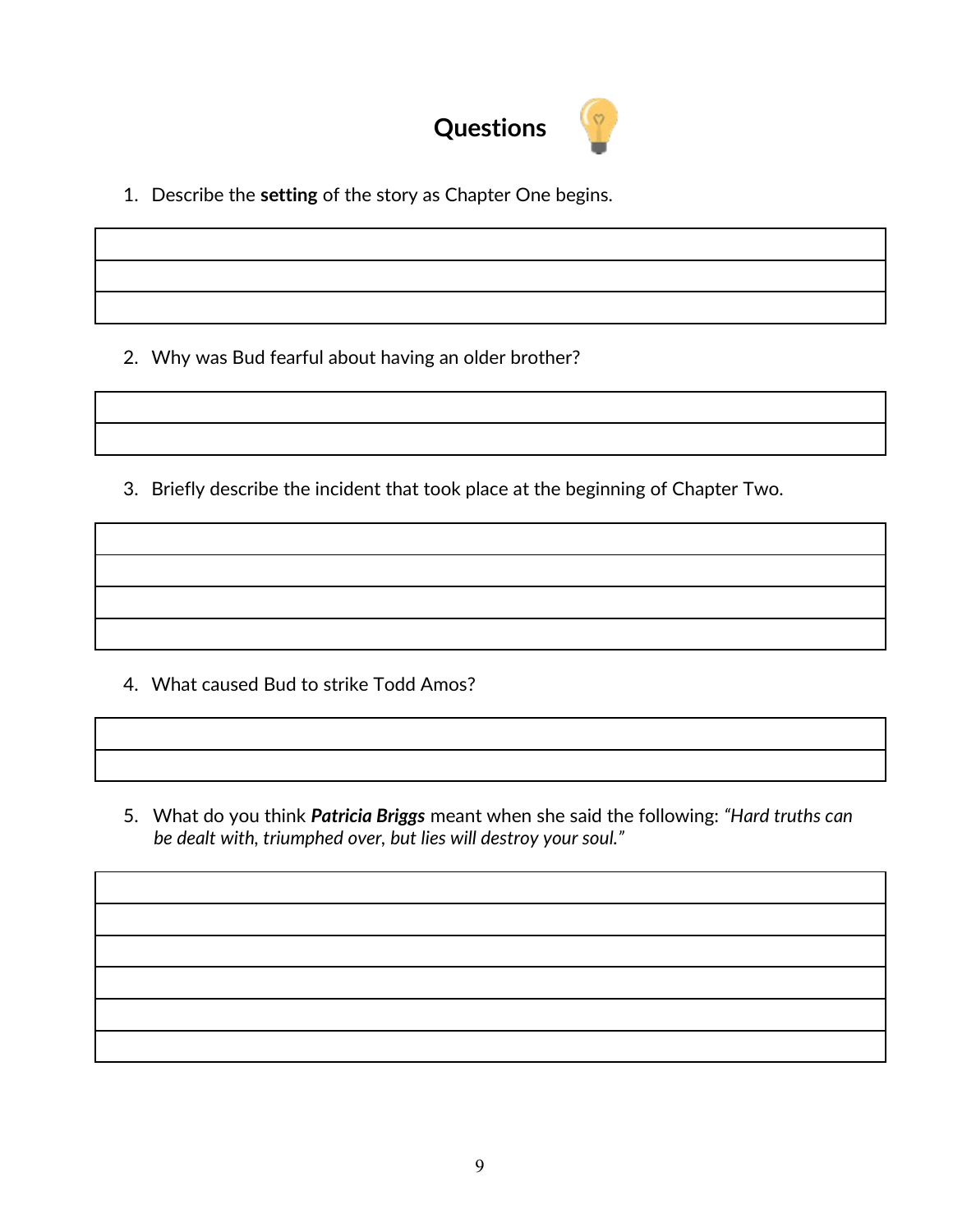## Questions

1. Describe the **setting** of the story as Chapter One begins.

2. Why was Bud fearful about having an older brother?

3. Briefly describe the incident that took place at the beginning of Chapter Two.

4. What caused Bud to strike Todd Amos?

5. What do you think ***Patricia Briggs*** meant when she said the following: *"Hard truths can be dealt with, triumphed over, but lies will destroy your soul."*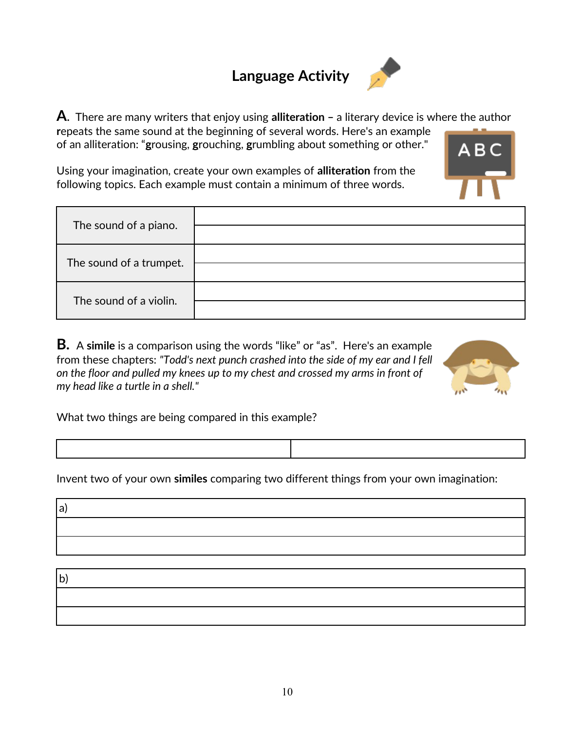# Language Activity

**A.** There are many writers that enjoy using **alliteration –** a literary device is where the author **r**epeats the same sound at the beginning of several words. Here's an example of an alliteration: "**g**rousing, **g**rouching, **g**rumbling about something or other."

Using your imagination, create your own examples of **alliteration** from the following topics. Each example must contain a minimum of three words.

| | |
|---|---|
| The sound of a piano. | |
| The sound of a trumpet. | |
| The sound of a violin. | |

**B.** A **simile** is a comparison using the words "like" or "as". Here's an example from these chapters: *"Todd's next punch crashed into the side of my ear and I fell on the floor and pulled my knees up to my chest and crossed my arms in front of my head like a turtle in a shell."*

What two things are being compared in this example?

| | |
|---|---|
| | |

Invent two of your own **similes** comparing two different things from your own imagination:

| |
|---|
| a) |
| |
| |

| |
|---|
| b) |
| |
| |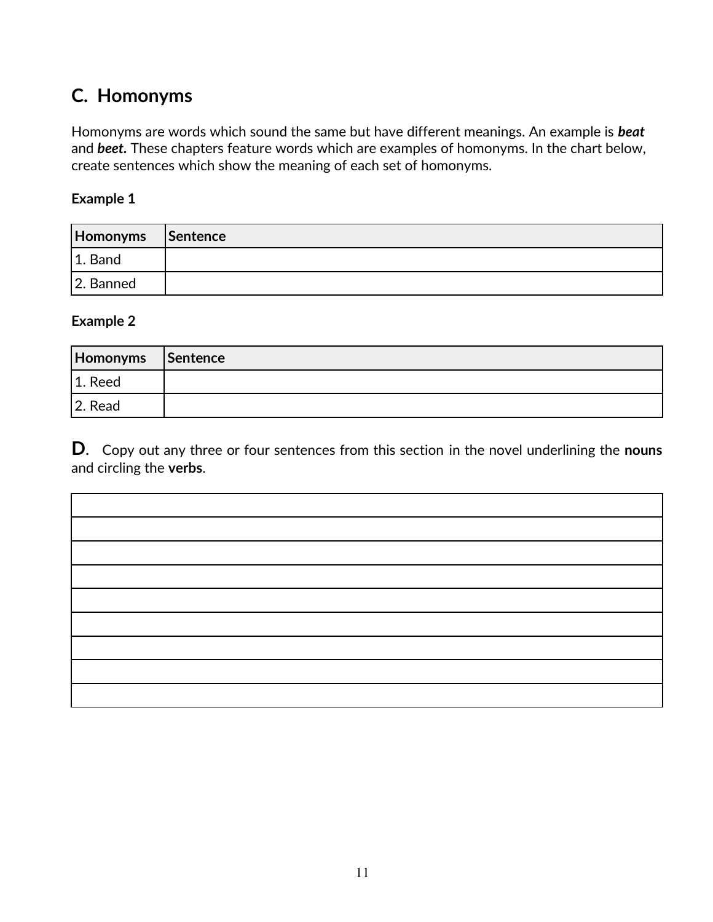## C. Homonyms

Homonyms are words which sound the same but have different meanings. An example is ***beat*** and ***beet.*** These chapters feature words which are examples of homonyms. In the chart below, create sentences which show the meaning of each set of homonyms.

**Example 1**

| Homonyms | Sentence |
|---|---|
| 1. Band | |
| 2. Banned | |

**Example 2**

| Homonyms | Sentence |
|---|---|
| 1. Reed | |
| 2. Read | |

**D**. Copy out any three or four sentences from this section in the novel underlining the **nouns** and circling the **verbs**.

| |
|---|
| |
| |
| |
| |
| |
| |
| |
| |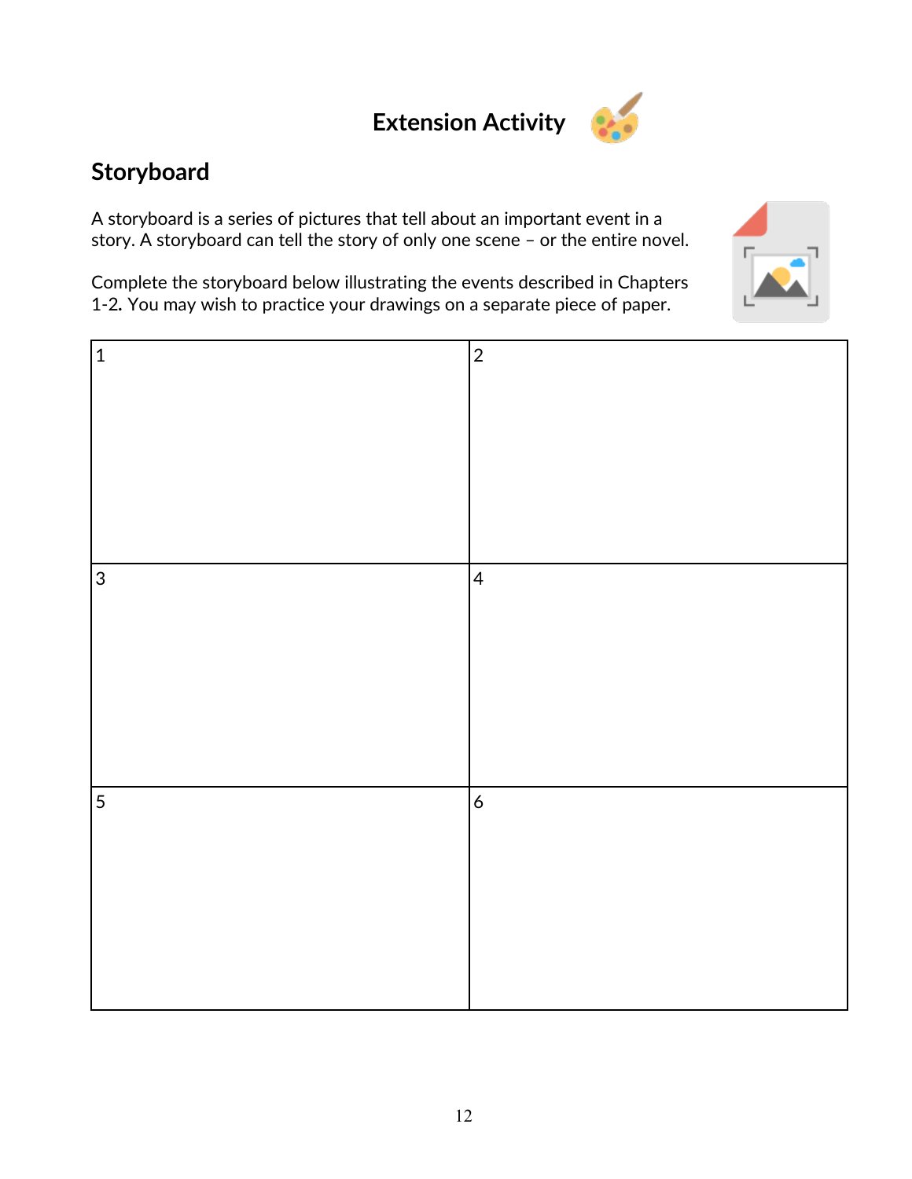# Extension Activity

## Storyboard

A storyboard is a series of pictures that tell about an important event in a story. A storyboard can tell the story of only one scene – or the entire novel.

Complete the storyboard below illustrating the events described in Chapters 1-2. You may wish to practice your drawings on a separate piece of paper.

| | |
|---|---|
| 1 | 2 |
| 3 | 4 |
| 5 | 6 |